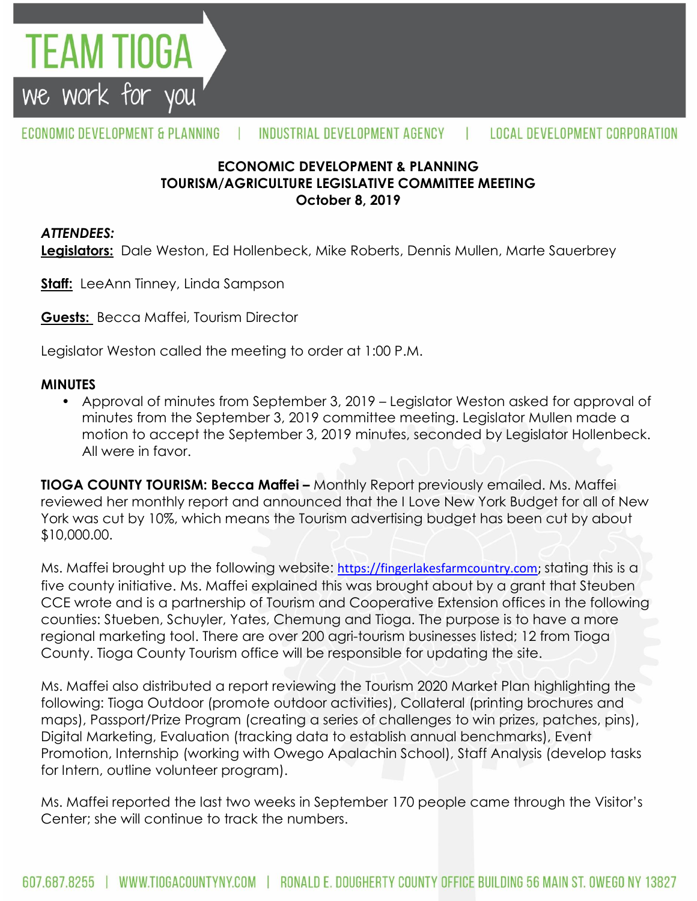**ECONOMIC DEVELOPMENT & PLANNING**
**TOURISM/AGRICULTURE LEGISLATIVE COMMITTEE MEETING**
**October 8, 2019**

***ATTENDEES:***

**Legislators:** Dale Weston, Ed Hollenbeck, Mike Roberts, Dennis Mullen, Marte Sauerbrey

**Staff:** LeeAnn Tinney, Linda Sampson

**Guests:** Becca Maffei, Tourism Director

Legislator Weston called the meeting to order at 1:00 P.M.

**MINUTES**

- Approval of minutes from September 3, 2019 – Legislator Weston asked for approval of minutes from the September 3, 2019 committee meeting. Legislator Mullen made a motion to accept the September 3, 2019 minutes, seconded by Legislator Hollenbeck. All were in favor.

**TIOGA COUNTY TOURISM: Becca Maffei –** Monthly Report previously emailed. Ms. Maffei reviewed her monthly report and announced that the I Love New York Budget for all of New York was cut by 10%, which means the Tourism advertising budget has been cut by about $10,000.00.

Ms. Maffei brought up the following website: https://fingerlakesfarmcountry.com; stating this is a five county initiative. Ms. Maffei explained this was brought about by a grant that Steuben CCE wrote and is a partnership of Tourism and Cooperative Extension offices in the following counties: Stueben, Schuyler, Yates, Chemung and Tioga. The purpose is to have a more regional marketing tool. There are over 200 agri-tourism businesses listed; 12 from Tioga County. Tioga County Tourism office will be responsible for updating the site.

Ms. Maffei also distributed a report reviewing the Tourism 2020 Market Plan highlighting the following: Tioga Outdoor (promote outdoor activities), Collateral (printing brochures and maps), Passport/Prize Program (creating a series of challenges to win prizes, patches, pins), Digital Marketing, Evaluation (tracking data to establish annual benchmarks), Event Promotion, Internship (working with Owego Apalachin School), Staff Analysis (develop tasks for Intern, outline volunteer program).

Ms. Maffei reported the last two weeks in September 170 people came through the Visitor's Center; she will continue to track the numbers.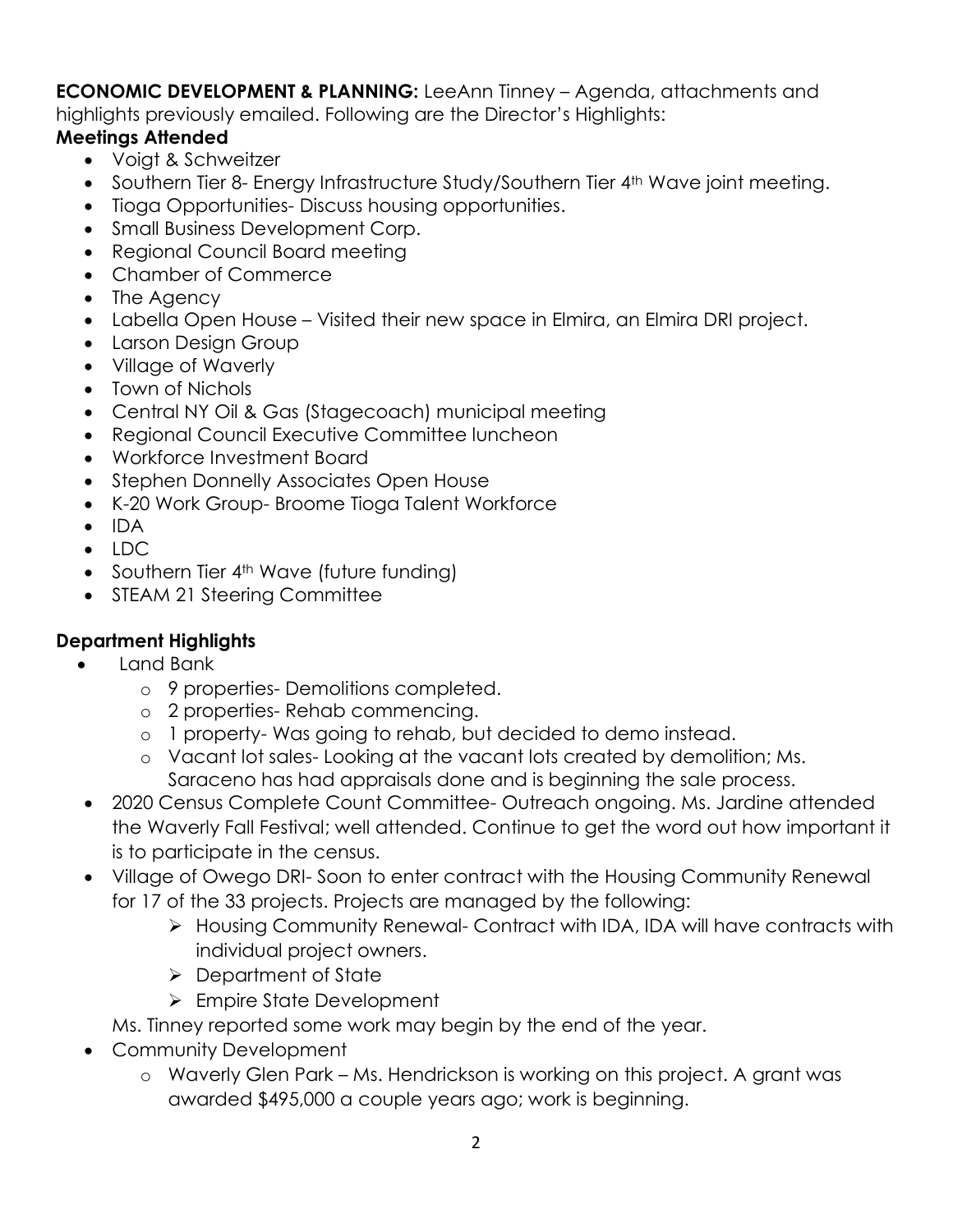**ECONOMIC DEVELOPMENT & PLANNING:** LeeAnn Tinney – Agenda, attachments and highlights previously emailed. Following are the Director's Highlights:

**Meetings Attended**

- Voigt & Schweitzer
- Southern Tier 8- Energy Infrastructure Study/Southern Tier 4th Wave joint meeting.
- Tioga Opportunities- Discuss housing opportunities.
- Small Business Development Corp.
- Regional Council Board meeting
- Chamber of Commerce
- The Agency
- Labella Open House – Visited their new space in Elmira, an Elmira DRI project.
- Larson Design Group
- Village of Waverly
- Town of Nichols
- Central NY Oil & Gas (Stagecoach) municipal meeting
- Regional Council Executive Committee luncheon
- Workforce Investment Board
- Stephen Donnelly Associates Open House
- K-20 Work Group- Broome Tioga Talent Workforce
- IDA
- LDC
- Southern Tier 4th Wave (future funding)
- STEAM 21 Steering Committee

**Department Highlights**

- Land Bank
  - 9 properties- Demolitions completed.
  - 2 properties- Rehab commencing.
  - 1 property- Was going to rehab, but decided to demo instead.
  - Vacant lot sales- Looking at the vacant lots created by demolition; Ms. Saraceno has had appraisals done and is beginning the sale process.
- 2020 Census Complete Count Committee- Outreach ongoing. Ms. Jardine attended the Waverly Fall Festival; well attended. Continue to get the word out how important it is to participate in the census.
- Village of Owego DRI- Soon to enter contract with the Housing Community Renewal for 17 of the 33 projects. Projects are managed by the following:
  - Housing Community Renewal- Contract with IDA, IDA will have contracts with individual project owners.
  - Department of State
  - Empire State Development

  Ms. Tinney reported some work may begin by the end of the year.
- Community Development
  - Waverly Glen Park – Ms. Hendrickson is working on this project. A grant was awarded $495,000 a couple years ago; work is beginning.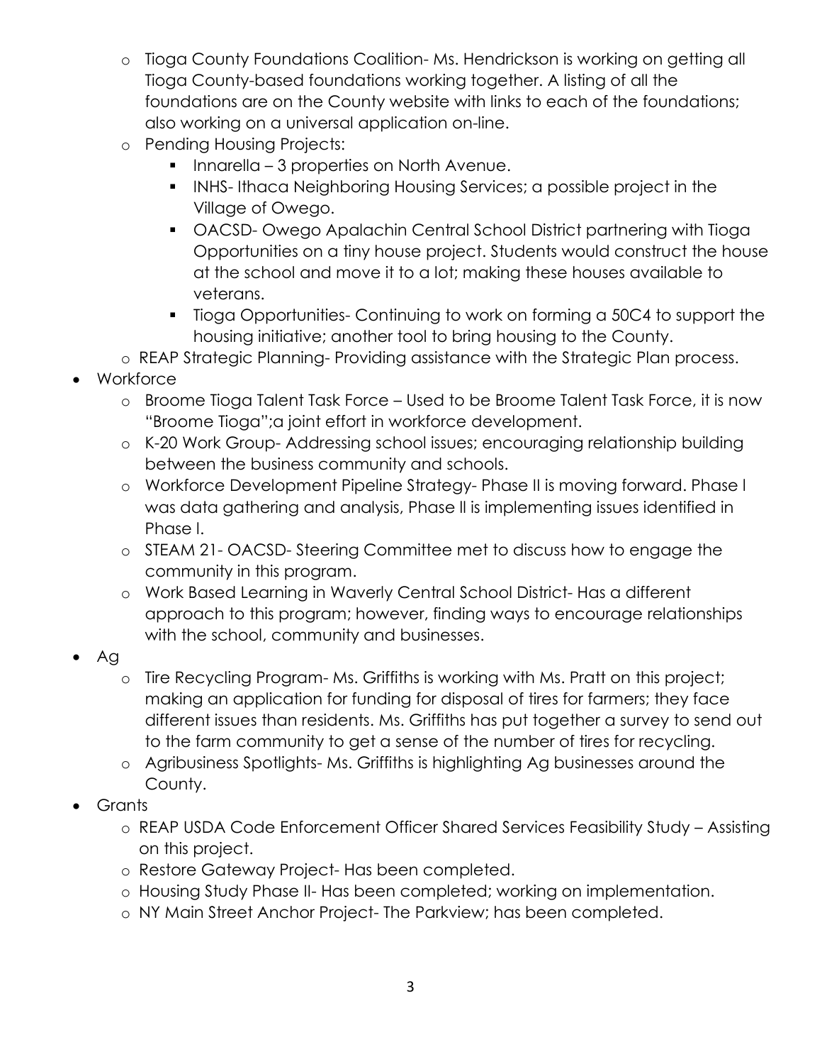- Tioga County Foundations Coalition- Ms. Hendrickson is working on getting all Tioga County-based foundations working together. A listing of all the foundations are on the County website with links to each of the foundations; also working on a universal application on-line.
  - Pending Housing Projects:
    - Innarella – 3 properties on North Avenue.
    - INHS- Ithaca Neighboring Housing Services; a possible project in the Village of Owego.
    - OACSD- Owego Apalachin Central School District partnering with Tioga Opportunities on a tiny house project. Students would construct the house at the school and move it to a lot; making these houses available to veterans.
    - Tioga Opportunities- Continuing to work on forming a 50C4 to support the housing initiative; another tool to bring housing to the County.
  - REAP Strategic Planning- Providing assistance with the Strategic Plan process.
- Workforce
  - Broome Tioga Talent Task Force – Used to be Broome Talent Task Force, it is now "Broome Tioga";a joint effort in workforce development.
  - K-20 Work Group- Addressing school issues; encouraging relationship building between the business community and schools.
  - Workforce Development Pipeline Strategy- Phase II is moving forward. Phase I was data gathering and analysis, Phase ll is implementing issues identified in Phase I.
  - STEAM 21- OACSD- Steering Committee met to discuss how to engage the community in this program.
  - Work Based Learning in Waverly Central School District- Has a different approach to this program; however, finding ways to encourage relationships with the school, community and businesses.
- Ag
  - Tire Recycling Program- Ms. Griffiths is working with Ms. Pratt on this project; making an application for funding for disposal of tires for farmers; they face different issues than residents. Ms. Griffiths has put together a survey to send out to the farm community to get a sense of the number of tires for recycling.
  - Agribusiness Spotlights- Ms. Griffiths is highlighting Ag businesses around the County.
- Grants
  - REAP USDA Code Enforcement Officer Shared Services Feasibility Study – Assisting on this project.
  - Restore Gateway Project- Has been completed.
  - Housing Study Phase II- Has been completed; working on implementation.
  - NY Main Street Anchor Project- The Parkview; has been completed.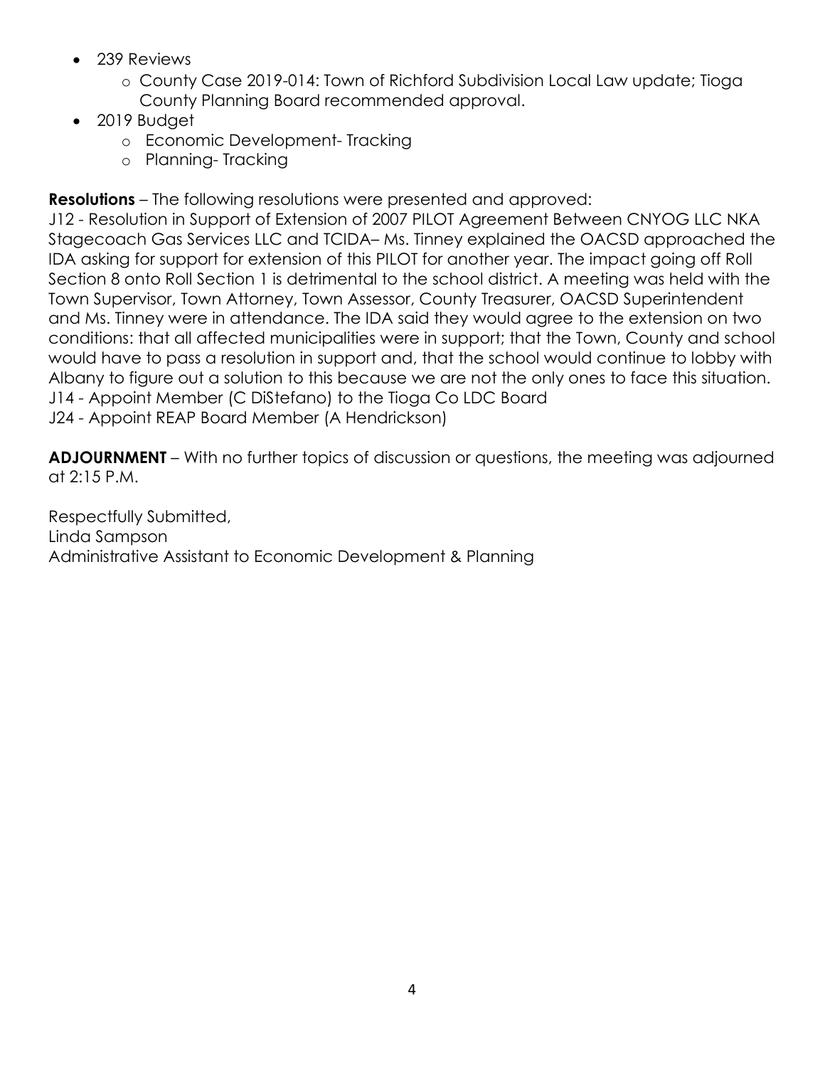- 239 Reviews
  - County Case 2019-014: Town of Richford Subdivision Local Law update; Tioga County Planning Board recommended approval.
- 2019 Budget
  - Economic Development- Tracking
  - Planning- Tracking

**Resolutions** – The following resolutions were presented and approved:
J12 - Resolution in Support of Extension of 2007 PILOT Agreement Between CNYOG LLC NKA Stagecoach Gas Services LLC and TCIDA– Ms. Tinney explained the OACSD approached the IDA asking for support for extension of this PILOT for another year. The impact going off Roll Section 8 onto Roll Section 1 is detrimental to the school district. A meeting was held with the Town Supervisor, Town Attorney, Town Assessor, County Treasurer, OACSD Superintendent and Ms. Tinney were in attendance. The IDA said they would agree to the extension on two conditions: that all affected municipalities were in support; that the Town, County and school would have to pass a resolution in support and, that the school would continue to lobby with Albany to figure out a solution to this because we are not the only ones to face this situation.
J14 - Appoint Member (C DiStefano) to the Tioga Co LDC Board
J24 - Appoint REAP Board Member (A Hendrickson)

**ADJOURNMENT** – With no further topics of discussion or questions, the meeting was adjourned at 2:15 P.M.

Respectfully Submitted,
Linda Sampson
Administrative Assistant to Economic Development & Planning